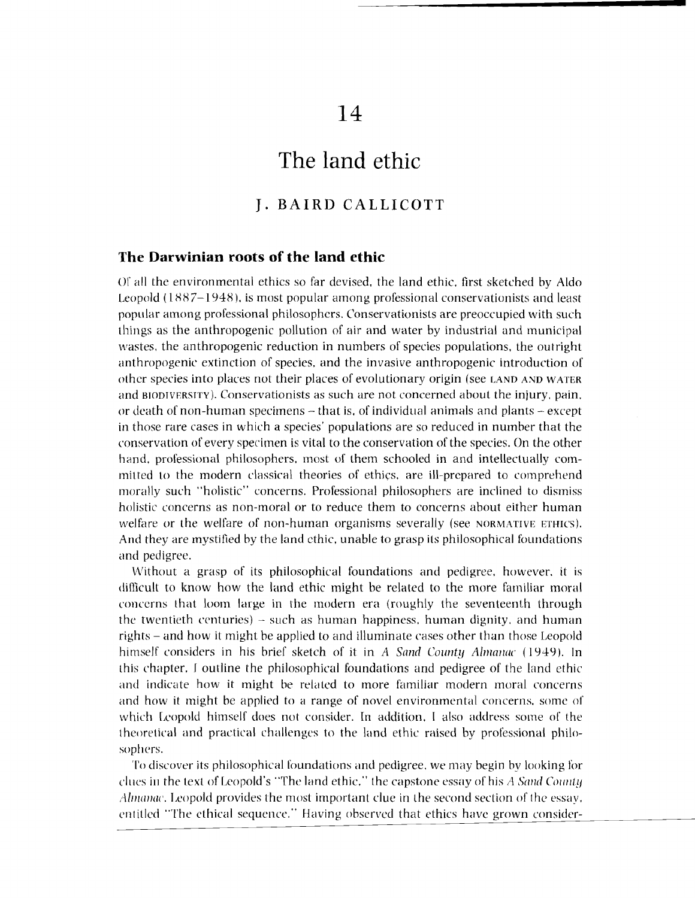# 14

# The land ethic

## J. BAIRD CALLICOTT

### The Darwinian roots of the land ethic

Of all the environmental ethics so far devised, the land ethic, first sketched by Aldo Leopold (1887–1948), is most popular among professional conservationists and least popular among professional philosophers. Conservationists are preoccupied with such things as the anthropogenic pollution of air and water by industrial and municipal wastes, the anthropogenic reduction in numbers of species populations, the outright anthropogenic extinction of species, and the invasive anthropogenic introduction of other species into places not their places of evolutionary origin (see LAND AND WATER and BIODIVERSITY). Conservationists as such are not concerned about the injury, pain, or death of non-human specimens – that is, of individual animals and plants – except in those rare cases in which a species' populations are so reduced in number that the conservation of every specimen is vital to the conservation of the species. On the other hand, professional philosophers, most of them schooled in and intellectually committed to the modern classical theories of ethics, are ill-prepared to comprehend morally such "holistic" concerns. Professional philosophers are inclined to dismiss holistic concerns as non-moral or to reduce them to concerns about either human welfare or the welfare of non-human organisms severally (see NORMATIVE ETHICS). And they are mystified by the land ethic, unable to grasp its philosophical foundations and pedigree.

Without a grasp of its philosophical foundations and pedigree, however, it is difficult to know how the land ethic might be related to the more familiar moral concerns that loom large in the modern era (roughly the seventeenth through the twentieth centuries) – such as human happiness, human dignity, and human rights – and how it might be applied to and illuminate cases other than those Leopold himself considers in his brief sketch of it in *A Sand County Almanac* (1949). In this chapter, I outline the philosophical foundations and pedigree of the land ethic and indicate how it might be related to more familiar modern moral concerns and how it might be applied to a range of novel environmental concerns, some of which Leopold himself does not consider. In addition, I also address some of the theoretical and practical challenges to the land ethic raised by professional philosophers.

To discover its philosophical foundations and pedigree, we may begin by looking for clues in the text of Leopold's "The land ethic," the capstone essay of his *A Sand County Almanac*. Leopold provides the most important clue in the second section of the essay, entitled "The ethical sequence." Having observed that ethics have grown consider-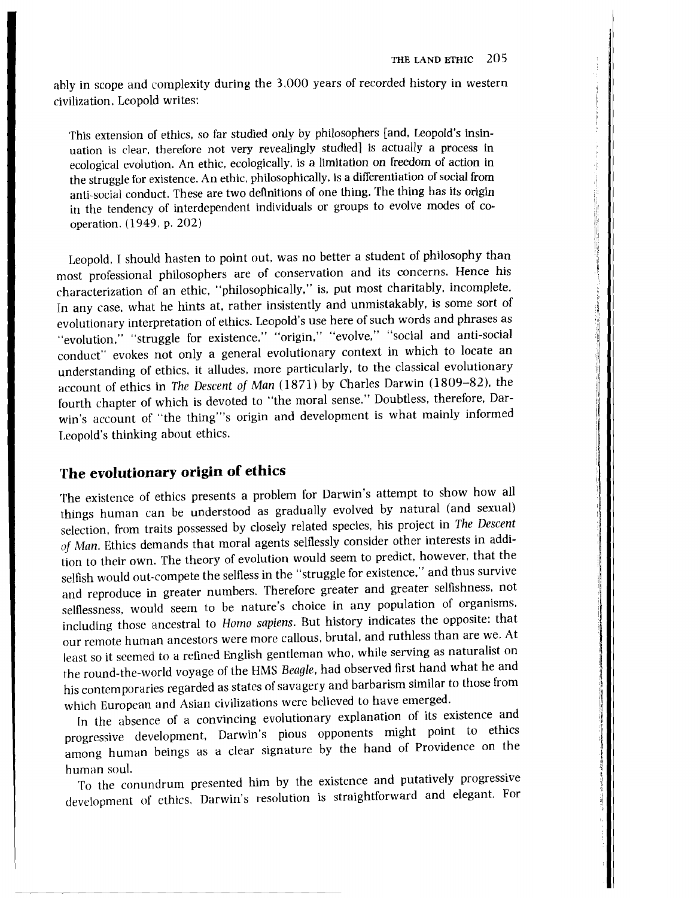ably in scope and complexity during the 3,000 years of recorded history in western civilization. Leopold writes:

> This extension of ethics, so far studied only by philosophers [and, Leopold's insinuation is clear, therefore not very revealingly studied] is actually a process in ecological evolution. An ethic, ecologically, is a limitation on freedom of action in the struggle for existence. An ethic, philosophically, is a differentiation of social from anti-social conduct. These are two definitions of one thing. The thing has its origin in the tendency of interdependent individuals or groups to evolve modes of co-operation. (1949, p. 202)

Leopold, I should hasten to point out, was no better a student of philosophy than most professional philosophers are of conservation and its concerns. Hence his characterization of an ethic, "philosophically," is, put most charitably, incomplete. In any case, what he hints at, rather insistently and unmistakably, is some sort of evolutionary interpretation of ethics. Leopold's use here of such words and phrases as "evolution," "struggle for existence," "origin," "evolve," "social and anti-social conduct" evokes not only a general evolutionary context in which to locate an understanding of ethics, it alludes, more particularly, to the classical evolutionary account of ethics in *The Descent of Man* (1871) by Charles Darwin (1809–82), the fourth chapter of which is devoted to "the moral sense." Doubtless, therefore, Darwin's account of "the thing"'s origin and development is what mainly informed Leopold's thinking about ethics.

## The evolutionary origin of ethics

The existence of ethics presents a problem for Darwin's attempt to show how all things human can be understood as gradually evolved by natural (and sexual) selection, from traits possessed by closely related species, his project in *The Descent of Man*. Ethics demands that moral agents selflessly consider other interests in addition to their own. The theory of evolution would seem to predict, however, that the selfish would out-compete the selfless in the "struggle for existence," and thus survive and reproduce in greater numbers. Therefore greater and greater selfishness, not selflessness, would seem to be nature's choice in any population of organisms, including those ancestral to *Homo sapiens*. But history indicates the opposite: that our remote human ancestors were more callous, brutal, and ruthless than are we. At least so it seemed to a refined English gentleman who, while serving as naturalist on the round-the-world voyage of the HMS *Beagle*, had observed first hand what he and his contemporaries regarded as states of savagery and barbarism similar to those from which European and Asian civilizations were believed to have emerged.

In the absence of a convincing evolutionary explanation of its existence and progressive development, Darwin's pious opponents might point to ethics among human beings as a clear signature by the hand of Providence on the human soul.

To the conundrum presented him by the existence and putatively progressive development of ethics, Darwin's resolution is straightforward and elegant. For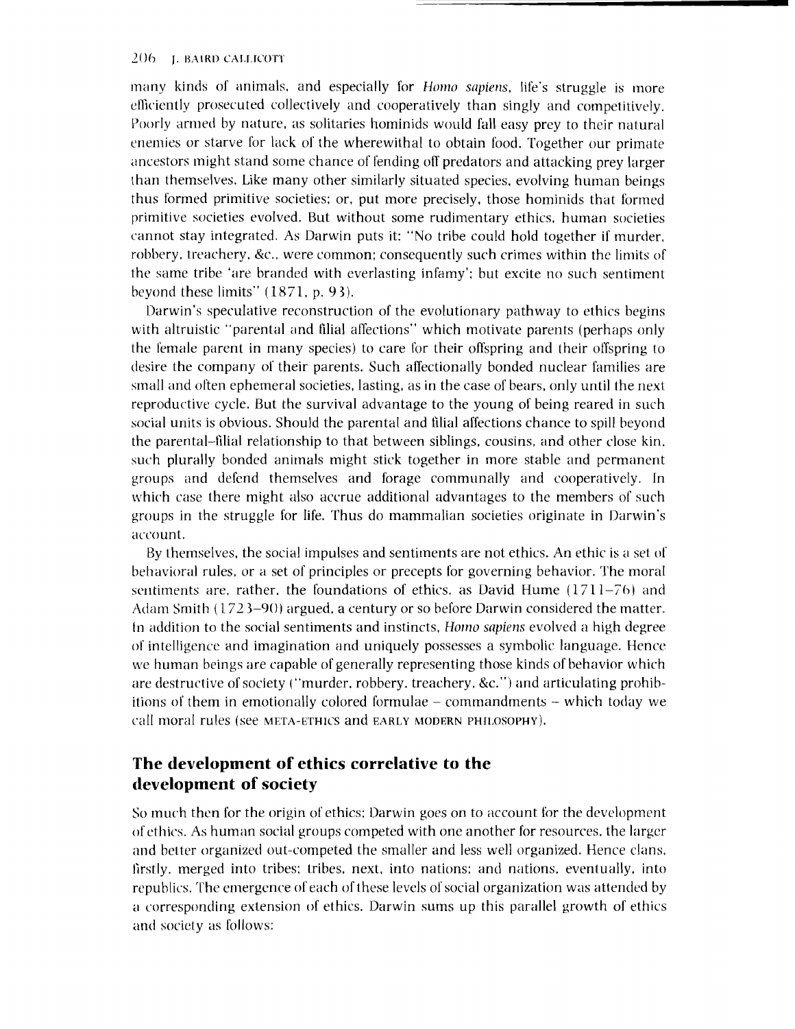many kinds of animals, and especially for *Homo sapiens*, life's struggle is more efficiently prosecuted collectively and cooperatively than singly and competitively. Poorly armed by nature, as solitaries hominids would fall easy prey to their natural enemies or starve for lack of the wherewithal to obtain food. Together our primate ancestors might stand some chance of fending off predators and attacking prey larger than themselves. Like many other similarly situated species, evolving human beings thus formed primitive societies; or, put more precisely, those hominids that formed primitive societies evolved. But without some rudimentary ethics, human societies cannot stay integrated. As Darwin puts it: "No tribe could hold together if murder, robbery, treachery, &c., were common; consequently such crimes within the limits of the same tribe 'are branded with everlasting infamy'; but excite no such sentiment beyond these limits" (1871, p. 93).

Darwin's speculative reconstruction of the evolutionary pathway to ethics begins with altruistic "parental and filial affections" which motivate parents (perhaps only the female parent in many species) to care for their offspring and their offspring to desire the company of their parents. Such affectionally bonded nuclear families are small and often ephemeral societies, lasting, as in the case of bears, only until the next reproductive cycle. But the survival advantage to the young of being reared in such social units is obvious. Should the parental and filial affections chance to spill beyond the parental–filial relationship to that between siblings, cousins, and other close kin, such plurally bonded animals might stick together in more stable and permanent groups and defend themselves and forage communally and cooperatively. In which case there might also accrue additional advantages to the members of such groups in the struggle for life. Thus do mammalian societies originate in Darwin's account.

By themselves, the social impulses and sentiments are not ethics. An ethic is a set of behavioral rules, or a set of principles or precepts for governing behavior. The moral sentiments are, rather, the foundations of ethics, as David Hume (1711–76) and Adam Smith (1723–90) argued, a century or so before Darwin considered the matter. In addition to the social sentiments and instincts, *Homo sapiens* evolved a high degree of intelligence and imagination and uniquely possesses a symbolic language. Hence we human beings are capable of generally representing those kinds of behavior which are destructive of society ("murder, robbery, treachery, &c.") and articulating prohibitions of them in emotionally colored formulae – commandments – which today we call moral rules (see META-ETHICS and EARLY MODERN PHILOSOPHY).

## The development of ethics correlative to the development of society

So much then for the origin of ethics; Darwin goes on to account for the development of ethics. As human social groups competed with one another for resources, the larger and better organized out-competed the smaller and less well organized. Hence clans, firstly, merged into tribes; tribes, next, into nations; and nations, eventually, into republics. The emergence of each of these levels of social organization was attended by a corresponding extension of ethics. Darwin sums up this parallel growth of ethics and society as follows: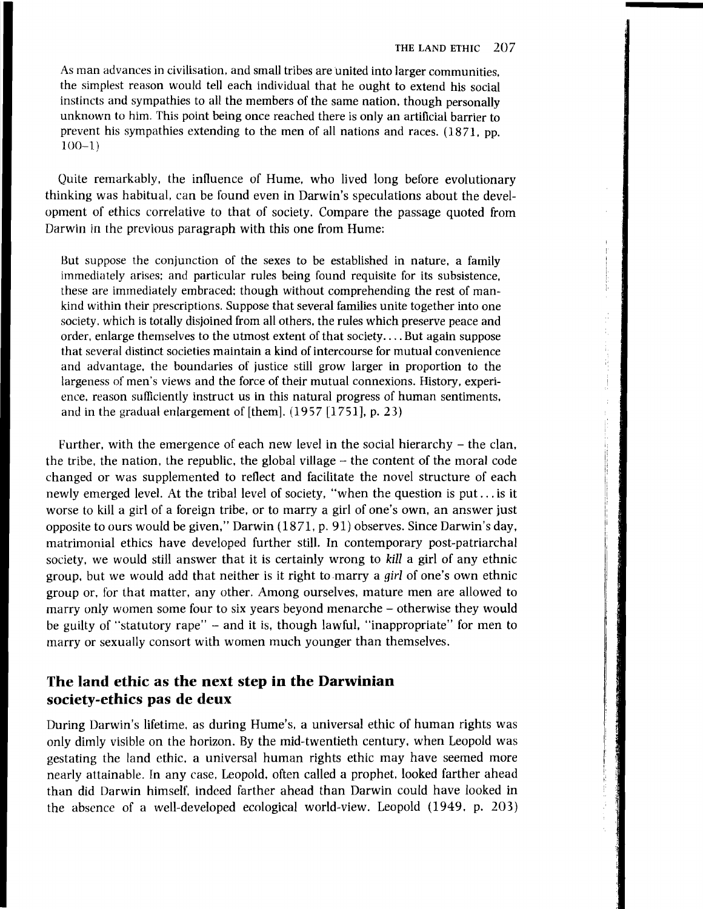> As man advances in civilisation, and small tribes are united into larger communities, the simplest reason would tell each individual that he ought to extend his social instincts and sympathies to all the members of the same nation, though personally unknown to him. This point being once reached there is only an artificial barrier to prevent his sympathies extending to the men of all nations and races. (1871, pp. 100–1)

Quite remarkably, the influence of Hume, who lived long before evolutionary thinking was habitual, can be found even in Darwin's speculations about the development of ethics correlative to that of society. Compare the passage quoted from Darwin in the previous paragraph with this one from Hume:

> But suppose the conjunction of the sexes to be established in nature, a family immediately arises; and particular rules being found requisite for its subsistence, these are immediately embraced; though without comprehending the rest of mankind within their prescriptions. Suppose that several families unite together into one society, which is totally disjoined from all others, the rules which preserve peace and order, enlarge themselves to the utmost extent of that society.... But again suppose that several distinct societies maintain a kind of intercourse for mutual convenience and advantage, the boundaries of justice still grow larger in proportion to the largeness of men's views and the force of their mutual connexions. History, experience, reason sufficiently instruct us in this natural progress of human sentiments, and in the gradual enlargement of [them]. (1957 [1751], p. 23)

Further, with the emergence of each new level in the social hierarchy – the clan, the tribe, the nation, the republic, the global village – the content of the moral code changed or was supplemented to reflect and facilitate the novel structure of each newly emerged level. At the tribal level of society, "when the question is put ... is it worse to kill a girl of a foreign tribe, or to marry a girl of one's own, an answer just opposite to ours would be given," Darwin (1871, p. 91) observes. Since Darwin's day, matrimonial ethics have developed further still. In contemporary post-patriarchal society, we would still answer that it is certainly wrong to *kill* a girl of any ethnic group, but we would add that neither is it right to marry a *girl* of one's own ethnic group or, for that matter, any other. Among ourselves, mature men are allowed to marry only women some four to six years beyond menarche – otherwise they would be guilty of "statutory rape" – and it is, though lawful, "inappropriate" for men to marry or sexually consort with women much younger than themselves.

## The land ethic as the next step in the Darwinian society-ethics pas de deux

During Darwin's lifetime, as during Hume's, a universal ethic of human rights was only dimly visible on the horizon. By the mid-twentieth century, when Leopold was gestating the land ethic, a universal human rights ethic may have seemed more nearly attainable. In any case, Leopold, often called a prophet, looked farther ahead than did Darwin himself, indeed farther ahead than Darwin could have looked in the absence of a well-developed ecological world-view. Leopold (1949, p. 203)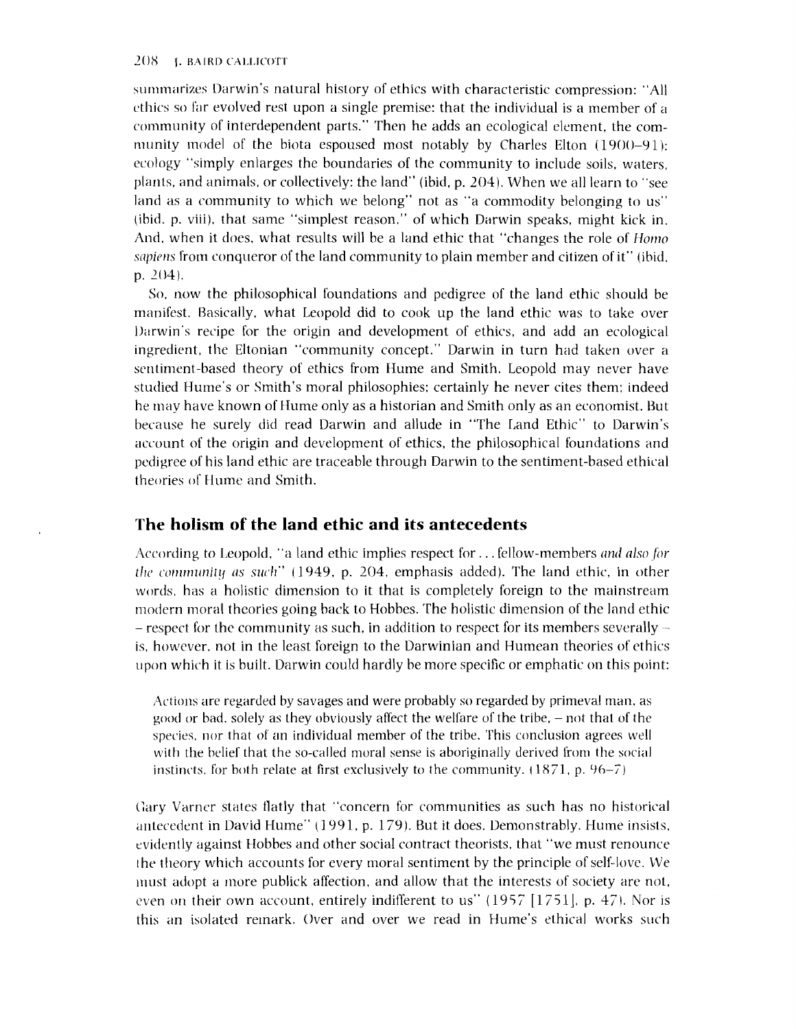summarizes Darwin's natural history of ethics with characteristic compression: "All ethics so far evolved rest upon a single premise: that the individual is a member of a community of interdependent parts." Then he adds an ecological element, the community model of the biota espoused most notably by Charles Elton (1900–91): ecology "simply enlarges the boundaries of the community to include soils, waters, plants, and animals, or collectively: the land" (ibid, p. 204). When we all learn to "see land as a community to which we belong" not as "a commodity belonging to us" (ibid, p. viii), that same "simplest reason," of which Darwin speaks, might kick in. And, when it does, what results will be a land ethic that "changes the role of *Homo sapiens* from conqueror of the land community to plain member and citizen of it" (ibid, p. 204).

So, now the philosophical foundations and pedigree of the land ethic should be manifest. Basically, what Leopold did to cook up the land ethic was to take over Darwin's recipe for the origin and development of ethics, and add an ecological ingredient, the Eltonian "community concept." Darwin in turn had taken over a sentiment-based theory of ethics from Hume and Smith. Leopold may never have studied Hume's or Smith's moral philosophies; certainly he never cites them; indeed he may have known of Hume only as a historian and Smith only as an economist. But because he surely did read Darwin and allude in "The Land Ethic" to Darwin's account of the origin and development of ethics, the philosophical foundations and pedigree of his land ethic are traceable through Darwin to the sentiment-based ethical theories of Hume and Smith.

## The holism of the land ethic and its antecedents

According to Leopold, "a land ethic implies respect for . . . fellow-members *and also for the community as such*" (1949, p. 204, emphasis added). The land ethic, in other words, has a holistic dimension to it that is completely foreign to the mainstream modern moral theories going back to Hobbes. The holistic dimension of the land ethic – respect for the community as such, in addition to respect for its members severally – is, however, not in the least foreign to the Darwinian and Humean theories of ethics upon which it is built. Darwin could hardly be more specific or emphatic on this point:

> Actions are regarded by savages and were probably so regarded by primeval man, as good or bad, solely as they obviously affect the welfare of the tribe, – not that of the species, nor that of an individual member of the tribe. This conclusion agrees well with the belief that the so-called moral sense is aboriginally derived from the social instincts, for both relate at first exclusively to the community. (1871, p. 96–7)

Gary Varner states flatly that "concern for communities as such has no historical antecedent in David Hume" (1991, p. 179). But it does. Demonstrably. Hume insists, evidently against Hobbes and other social contract theorists, that "we must renounce the theory which accounts for every moral sentiment by the principle of self-love. We must adopt a more publick affection, and allow that the interests of society are not, even on their own account, entirely indifferent to us" (1957 [1751], p. 47). Nor is this an isolated remark. Over and over we read in Hume's ethical works such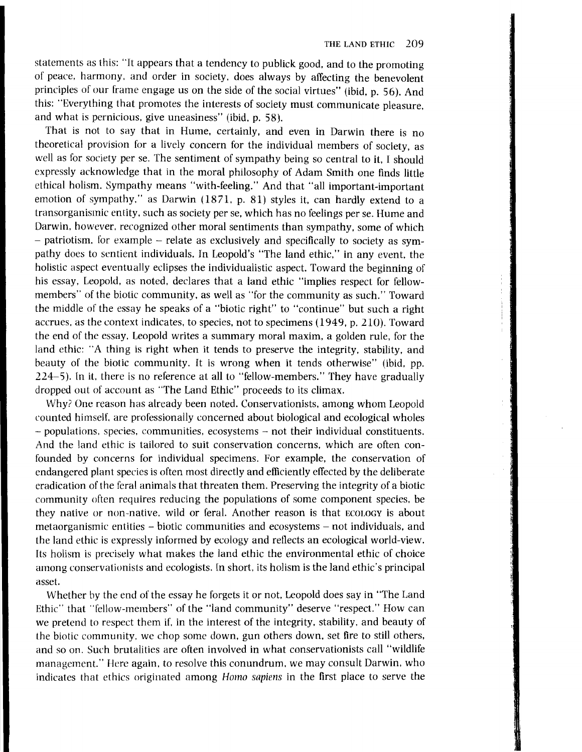statements as this: "It appears that a tendency to publick good, and to the promoting of peace, harmony, and order in society, does always by affecting the benevolent principles of our frame engage us on the side of the social virtues" (ibid, p. 56). And this: "Everything that promotes the interests of society must communicate pleasure, and what is pernicious, give uneasiness" (ibid, p. 58).

That is not to say that in Hume, certainly, and even in Darwin there is no theoretical provision for a lively concern for the individual members of society, as well as for society per se. The sentiment of sympathy being so central to it, I should expressly acknowledge that in the moral philosophy of Adam Smith one finds little ethical holism. Sympathy means "with-feeling." And that "all important-important emotion of sympathy," as Darwin (1871, p. 81) styles it, can hardly extend to a transorganismic entity, such as society per se, which has no feelings per se. Hume and Darwin, however, recognized other moral sentiments than sympathy, some of which – patriotism, for example – relate as exclusively and specifically to society as sympathy does to sentient individuals. In Leopold's "The land ethic," in any event, the holistic aspect eventually eclipses the individualistic aspect. Toward the beginning of his essay, Leopold, as noted, declares that a land ethic "implies respect for fellow-members" of the biotic community, as well as "for the community as such." Toward the middle of the essay he speaks of a "biotic right" to "continue" but such a right accrues, as the context indicates, to species, not to specimens (1949, p. 210). Toward the end of the essay, Leopold writes a summary moral maxim, a golden rule, for the land ethic: "A thing is right when it tends to preserve the integrity, stability, and beauty of the biotic community. It is wrong when it tends otherwise" (ibid, pp. 224–5). In it, there is no reference at all to "fellow-members." They have gradually dropped out of account as "The Land Ethic" proceeds to its climax.

Why? One reason has already been noted. Conservationists, among whom Leopold counted himself, are professionally concerned about biological and ecological wholes – populations, species, communities, ecosystems – not their individual constituents. And the land ethic is tailored to suit conservation concerns, which are often confounded by concerns for individual specimens. For example, the conservation of endangered plant species is often most directly and efficiently effected by the deliberate eradication of the feral animals that threaten them. Preserving the integrity of a biotic community often requires reducing the populations of some component species, be they native or non-native, wild or feral. Another reason is that ECOLOGY is about metaorganismic entities – biotic communities and ecosystems – not individuals, and the land ethic is expressly informed by ecology and reflects an ecological world-view. Its holism is precisely what makes the land ethic the environmental ethic of choice among conservationists and ecologists. In short, its holism is the land ethic's principal asset.

Whether by the end of the essay he forgets it or not, Leopold does say in "The Land Ethic" that "fellow-members" of the "land community" deserve "respect." How can we pretend to respect them if, in the interest of the integrity, stability, and beauty of the biotic community, we chop some down, gun others down, set fire to still others, and so on. Such brutalities are often involved in what conservationists call "wildlife management." Here again, to resolve this conundrum, we may consult Darwin, who indicates that ethics originated among *Homo sapiens* in the first place to serve the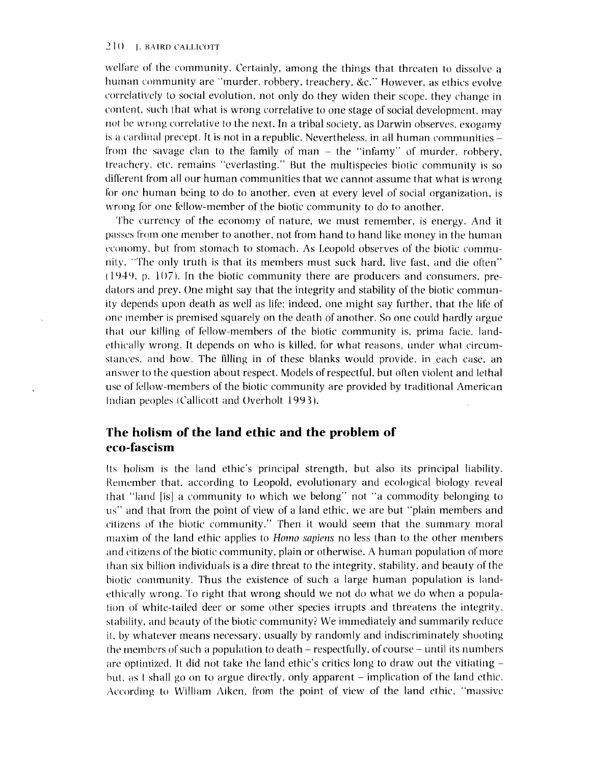welfare of the community. Certainly, among the things that threaten to dissolve a human community are "murder, robbery, treachery, &c." However, as ethics evolve correlatively to social evolution, not only do they widen their scope, they change in content, such that what is wrong correlative to one stage of social development, may not be wrong correlative to the next. In a tribal society, as Darwin observes, exogamy is a cardinal precept. It is not in a republic. Nevertheless, in all human communities – from the savage clan to the family of man – the "infamy" of murder, robbery, treachery, etc. remains "everlasting." But the multispecies biotic community is so different from all our human communities that we cannot assume that what is wrong for one human being to do to another, even at every level of social organization, is wrong for one fellow-member of the biotic community to do to another.

The currency of the economy of nature, we must remember, is energy. And it passes from one member to another, not from hand to hand like money in the human economy, but from stomach to stomach. As Leopold observes of the biotic community, "The only truth is that its members must suck hard, live fast, and die often" (1949, p. 107). In the biotic community there are producers and consumers, predators and prey. One might say that the integrity and stability of the biotic community depends upon death as well as life; indeed, one might say further, that the life of one member is premised squarely on the death of another. So one could hardly argue that our killing of fellow-members of the biotic community is, prima facie, land-ethically wrong. It depends on who is killed, for what reasons, under what circumstances, and how. The filling in of these blanks would provide, in each case, an answer to the question about respect. Models of respectful, but often violent and lethal use of fellow-members of the biotic community are provided by traditional American Indian peoples (Callicott and Overholt 1993).

## The holism of the land ethic and the problem of eco-fascism

Its holism is the land ethic's principal strength, but also its principal liability. Remember that, according to Leopold, evolutionary and ecological biology reveal that "land [is] a community to which we belong" not "a commodity belonging to us" and that from the point of view of a land ethic, we are but "plain members and citizens of the biotic community." Then it would seem that the summary moral maxim of the land ethic applies to *Homo sapiens* no less than to the other members and citizens of the biotic community, plain or otherwise. A human population of more than six billion individuals is a dire threat to the integrity, stability, and beauty of the biotic community. Thus the existence of such a large human population is land-ethically wrong. To right that wrong should we not do what we do when a population of white-tailed deer or some other species irrupts and threatens the integrity, stability, and beauty of the biotic community? We immediately and summarily reduce it, by whatever means necessary, usually by randomly and indiscriminately shooting the members of such a population to death – respectfully, of course – until its numbers are optimized. It did not take the land ethic's critics long to draw out the vitiating – but, as I shall go on to argue directly, only apparent – implication of the land ethic. According to William Aiken, from the point of view of the land ethic, "massive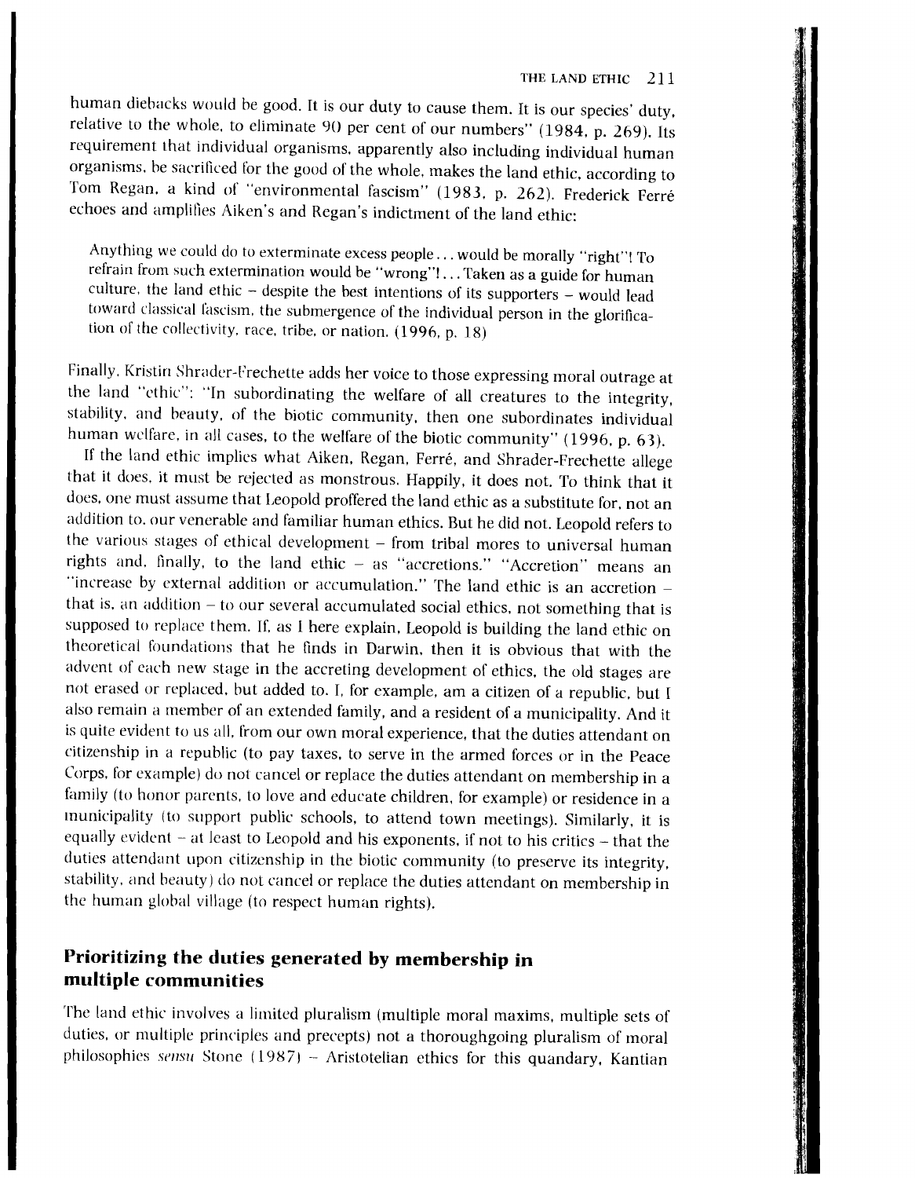human diebacks would be good. It is our duty to cause them. It is our species' duty, relative to the whole, to eliminate 90 per cent of our numbers" (1984, p. 269). Its requirement that individual organisms, apparently also including individual human organisms, be sacrificed for the good of the whole, makes the land ethic, according to Tom Regan, a kind of "environmental fascism" (1983, p. 262). Frederick Ferré echoes and amplifies Aiken's and Regan's indictment of the land ethic:

> Anything we could do to exterminate excess people . . . would be morally "right"! To refrain from such extermination would be "wrong"! . . . Taken as a guide for human culture, the land ethic – despite the best intentions of its supporters – would lead toward classical fascism, the submergence of the individual person in the glorification of the collectivity, race, tribe, or nation. (1996, p. 18)

Finally, Kristin Shrader-Frechette adds her voice to those expressing moral outrage at the land "ethic": "In subordinating the welfare of all creatures to the integrity, stability, and beauty, of the biotic community, then one subordinates individual human welfare, in all cases, to the welfare of the biotic community" (1996, p. 63).

If the land ethic implies what Aiken, Regan, Ferré, and Shrader-Frechette allege that it does, it must be rejected as monstrous. Happily, it does not. To think that it does, one must assume that Leopold proffered the land ethic as a substitute for, not an addition to, our venerable and familiar human ethics. But he did not. Leopold refers to the various stages of ethical development – from tribal mores to universal human rights and, finally, to the land ethic – as "accretions." "Accretion" means an "increase by external addition or accumulation." The land ethic is an accretion – that is, an addition – to our several accumulated social ethics, not something that is supposed to replace them. If, as I here explain, Leopold is building the land ethic on theoretical foundations that he finds in Darwin, then it is obvious that with the advent of each new stage in the accreting development of ethics, the old stages are not erased or replaced, but added to. I, for example, am a citizen of a republic, but I also remain a member of an extended family, and a resident of a municipality. And it is quite evident to us all, from our own moral experience, that the duties attendant on citizenship in a republic (to pay taxes, to serve in the armed forces or in the Peace Corps, for example) do not cancel or replace the duties attendant on membership in a family (to honor parents, to love and educate children, for example) or residence in a municipality (to support public schools, to attend town meetings). Similarly, it is equally evident – at least to Leopold and his exponents, if not to his critics – that the duties attendant upon citizenship in the biotic community (to preserve its integrity, stability, and beauty) do not cancel or replace the duties attendant on membership in the human global village (to respect human rights).

## Prioritizing the duties generated by membership in multiple communities

The land ethic involves a limited pluralism (multiple moral maxims, multiple sets of duties, or multiple principles and precepts) not a thoroughgoing pluralism of moral philosophies *sensu* Stone (1987) – Aristotelian ethics for this quandary, Kantian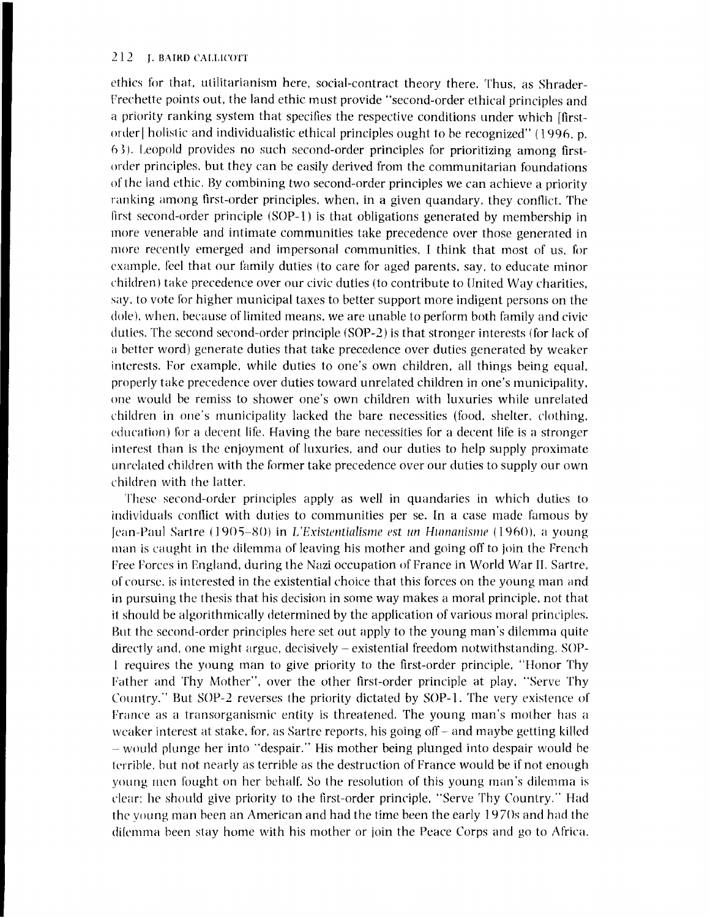ethics for that, utilitarianism here, social-contract theory there. Thus, as Shrader-Frechette points out, the land ethic must provide "second-order ethical principles and a priority ranking system that specifies the respective conditions under which [first-order] holistic and individualistic ethical principles ought to be recognized" (1996, p. 63). Leopold provides no such second-order principles for prioritizing among first-order principles, but they can be easily derived from the communitarian foundations of the land ethic. By combining two second-order principles we can achieve a priority ranking among first-order principles, when, in a given quandary, they conflict. The first second-order principle (SOP-1) is that obligations generated by membership in more venerable and intimate communities take precedence over those generated in more recently emerged and impersonal communities. I think that most of us, for example, feel that our family duties (to care for aged parents, say, to educate minor children) take precedence over our civic duties (to contribute to United Way charities, say, to vote for higher municipal taxes to better support more indigent persons on the dole), when, because of limited means, we are unable to perform both family and civic duties. The second second-order principle (SOP-2) is that stronger interests (for lack of a better word) generate duties that take precedence over duties generated by weaker interests. For example, while duties to one's own children, all things being equal, properly take precedence over duties toward unrelated children in one's municipality, one would be remiss to shower one's own children with luxuries while unrelated children in one's municipality lacked the bare necessities (food, shelter, clothing, education) for a decent life. Having the bare necessities for a decent life is a stronger interest than is the enjoyment of luxuries, and our duties to help supply proximate unrelated children with the former take precedence over our duties to supply our own children with the latter.

These second-order principles apply as well in quandaries in which duties to individuals conflict with duties to communities per se. In a case made famous by Jean-Paul Sartre (1905–80) in *L'Existentialisme est un Humanisme* (1960), a young man is caught in the dilemma of leaving his mother and going off to join the French Free Forces in England, during the Nazi occupation of France in World War II. Sartre, of course, is interested in the existential choice that this forces on the young man and in pursuing the thesis that his decision in some way makes a moral principle, not that it should be algorithmically determined by the application of various moral principles. But the second-order principles here set out apply to the young man's dilemma quite directly and, one might argue, decisively – existential freedom notwithstanding. SOP-1 requires the young man to give priority to the first-order principle, "Honor Thy Father and Thy Mother", over the other first-order principle at play, "Serve Thy Country." But SOP-2 reverses the priority dictated by SOP-1. The very existence of France as a transorganismic entity is threatened. The young man's mother has a weaker interest at stake, for, as Sartre reports, his going off – and maybe getting killed – would plunge her into "despair." His mother being plunged into despair would be terrible, but not nearly as terrible as the destruction of France would be if not enough young men fought on her behalf. So the resolution of this young man's dilemma is clear: he should give priority to the first-order principle, "Serve Thy Country." Had the young man been an American and had the time been the early 1970s and had the dilemma been stay home with his mother or join the Peace Corps and go to Africa,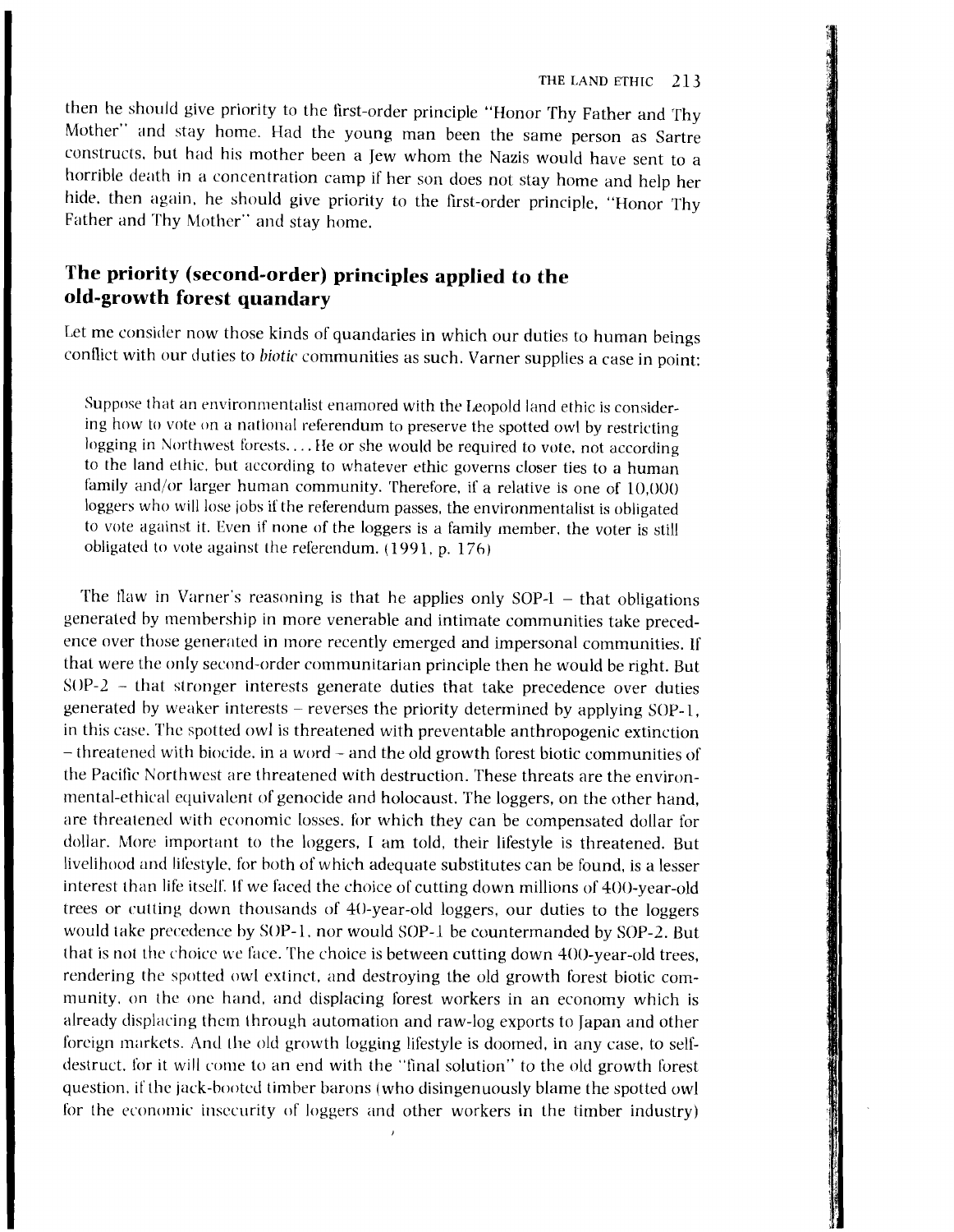then he should give priority to the first-order principle "Honor Thy Father and Thy Mother" and stay home. Had the young man been the same person as Sartre constructs, but had his mother been a Jew whom the Nazis would have sent to a horrible death in a concentration camp if her son does not stay home and help her hide, then again, he should give priority to the first-order principle, "Honor Thy Father and Thy Mother" and stay home.

## The priority (second-order) principles applied to the old-growth forest quandary

Let me consider now those kinds of quandaries in which our duties to human beings conflict with our duties to *biotic* communities as such. Varner supplies a case in point:

> Suppose that an environmentalist enamored with the Leopold land ethic is considering how to vote on a national referendum to preserve the spotted owl by restricting logging in Northwest forests.... He or she would be required to vote, not according to the land ethic, but according to whatever ethic governs closer ties to a human family and/or larger human community. Therefore, if a relative is one of 10,000 loggers who will lose jobs if the referendum passes, the environmentalist is obligated to vote against it. Even if none of the loggers is a family member, the voter is still obligated to vote against the referendum. (1991, p. 176)

The flaw in Varner's reasoning is that he applies only SOP-1 – that obligations generated by membership in more venerable and intimate communities take precedence over those generated in more recently emerged and impersonal communities. If that were the only second-order communitarian principle then he would be right. But SOP-2 – that stronger interests generate duties that take precedence over duties generated by weaker interests – reverses the priority determined by applying SOP-1, in this case. The spotted owl is threatened with preventable anthropogenic extinction – threatened with biocide, in a word – and the old growth forest biotic communities of the Pacific Northwest are threatened with destruction. These threats are the environmental-ethical equivalent of genocide and holocaust. The loggers, on the other hand, are threatened with economic losses, for which they can be compensated dollar for dollar. More important to the loggers, I am told, their lifestyle is threatened. But livelihood and lifestyle, for both of which adequate substitutes can be found, is a lesser interest than life itself. If we faced the choice of cutting down millions of 400-year-old trees or cutting down thousands of 40-year-old loggers, our duties to the loggers would take precedence by SOP-1, nor would SOP-1 be countermanded by SOP-2. But that is not the choice we face. The choice is between cutting down 400-year-old trees, rendering the spotted owl extinct, and destroying the old growth forest biotic community, on the one hand, and displacing forest workers in an economy which is already displacing them through automation and raw-log exports to Japan and other foreign markets. And the old growth logging lifestyle is doomed, in any case, to self-destruct, for it will come to an end with the "final solution" to the old growth forest question, if the jack-booted timber barons (who disingenuously blame the spotted owl for the economic insecurity of loggers and other workers in the timber industry)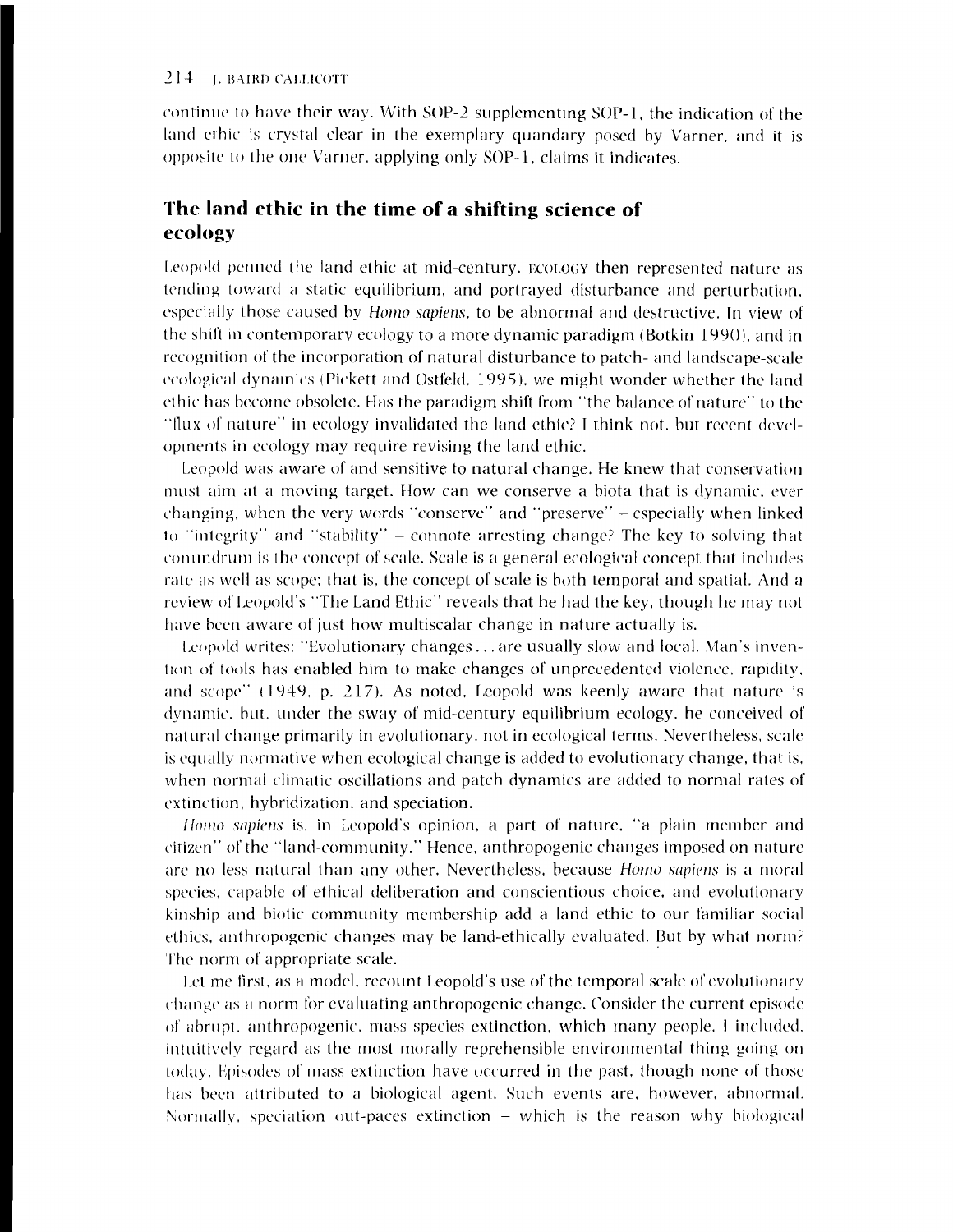continue to have their way. With SOP-2 supplementing SOP-1, the indication of the land ethic is crystal clear in the exemplary quandary posed by Varner, and it is opposite to the one Varner, applying only SOP-1, claims it indicates.

## The land ethic in the time of a shifting science of ecology

Leopold penned the land ethic at mid-century. ECOLOGY then represented nature as tending toward a static equilibrium, and portrayed disturbance and perturbation, especially those caused by *Homo sapiens*, to be abnormal and destructive. In view of the shift in contemporary ecology to a more dynamic paradigm (Botkin 1990), and in recognition of the incorporation of natural disturbance to patch- and landscape-scale ecological dynamics (Pickett and Ostfeld, 1995), we might wonder whether the land ethic has become obsolete. Has the paradigm shift from "the balance of nature" to the "flux of nature" in ecology invalidated the land ethic? I think not, but recent developments in ecology may require revising the land ethic.

Leopold was aware of and sensitive to natural change. He knew that conservation must aim at a moving target. How can we conserve a biota that is dynamic, ever changing, when the very words "conserve" and "preserve" – especially when linked to "integrity" and "stability" – connote arresting change? The key to solving that conundrum is the concept of scale. Scale is a general ecological concept that includes rate as well as scope; that is, the concept of scale is both temporal and spatial. And a review of Leopold's "The Land Ethic" reveals that he had the key, though he may not have been aware of just how multiscalar change in nature actually is.

Leopold writes: "Evolutionary changes . . . are usually slow and local. Man's invention of tools has enabled him to make changes of unprecedented violence, rapidity, and scope" (1949, p. 217). As noted, Leopold was keenly aware that nature is dynamic, but, under the sway of mid-century equilibrium ecology, he conceived of natural change primarily in evolutionary, not in ecological terms. Nevertheless, scale is equally normative when ecological change is added to evolutionary change, that is, when normal climatic oscillations and patch dynamics are added to normal rates of extinction, hybridization, and speciation.

*Homo sapiens* is, in Leopold's opinion, a part of nature, "a plain member and citizen" of the "land-community." Hence, anthropogenic changes imposed on nature are no less natural than any other. Nevertheless, because *Homo sapiens* is a moral species, capable of ethical deliberation and conscientious choice, and evolutionary kinship and biotic community membership add a land ethic to our familiar social ethics, anthropogenic changes may be land-ethically evaluated. But by what norm? The norm of appropriate scale.

Let me first, as a model, recount Leopold's use of the temporal scale of evolutionary change as a norm for evaluating anthropogenic change. Consider the current episode of abrupt, anthropogenic, mass species extinction, which many people, I included, intuitively regard as the most morally reprehensible environmental thing going on today. Episodes of mass extinction have occurred in the past, though none of those has been attributed to a biological agent. Such events are, however, abnormal. Normally, speciation out-paces extinction – which is the reason why biological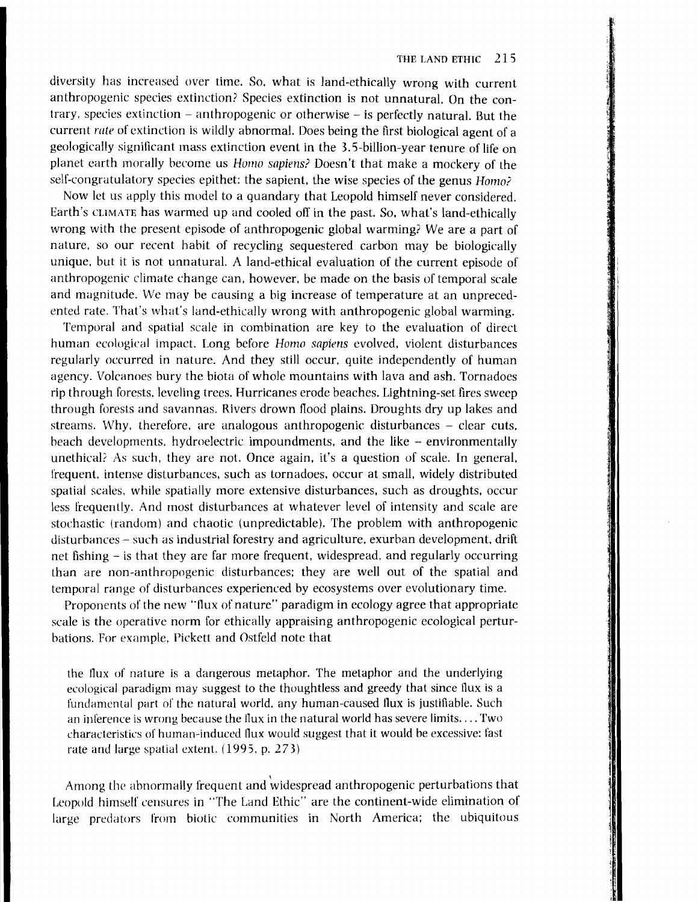diversity has increased over time. So, what is land-ethically wrong with current anthropogenic species extinction? Species extinction is not unnatural. On the contrary, species extinction – anthropogenic or otherwise – is perfectly natural. But the current *rate* of extinction is wildly abnormal. Does being the first biological agent of a geologically significant mass extinction event in the 3.5-billion-year tenure of life on planet earth morally become us *Homo sapiens*? Doesn't that make a mockery of the self-congratulatory species epithet: the sapient, the wise species of the genus *Homo*?

Now let us apply this model to a quandary that Leopold himself never considered. Earth's CLIMATE has warmed up and cooled off in the past. So, what's land-ethically wrong with the present episode of anthropogenic global warming? We are a part of nature, so our recent habit of recycling sequestered carbon may be biologically unique, but it is not unnatural. A land-ethical evaluation of the current episode of anthropogenic climate change can, however, be made on the basis of temporal scale and magnitude. We may be causing a big increase of temperature at an unprecedented rate. That's what's land-ethically wrong with anthropogenic global warming.

Temporal and spatial scale in combination are key to the evaluation of direct human ecological impact. Long before *Homo sapiens* evolved, violent disturbances regularly occurred in nature. And they still occur, quite independently of human agency. Volcanoes bury the biota of whole mountains with lava and ash. Tornadoes rip through forests, leveling trees. Hurricanes erode beaches. Lightning-set fires sweep through forests and savannas. Rivers drown flood plains. Droughts dry up lakes and streams. Why, therefore, are analogous anthropogenic disturbances – clear cuts, beach developments, hydroelectric impoundments, and the like – environmentally unethical? As such, they are not. Once again, it's a question of scale. In general, frequent, intense disturbances, such as tornadoes, occur at small, widely distributed spatial scales, while spatially more extensive disturbances, such as droughts, occur less frequently. And most disturbances at whatever level of intensity and scale are stochastic (random) and chaotic (unpredictable). The problem with anthropogenic disturbances – such as industrial forestry and agriculture, exurban development, drift net fishing – is that they are far more frequent, widespread, and regularly occurring than are non-anthropogenic disturbances; they are well out of the spatial and temporal range of disturbances experienced by ecosystems over evolutionary time.

Proponents of the new "flux of nature" paradigm in ecology agree that appropriate scale is the operative norm for ethically appraising anthropogenic ecological perturbations. For example, Pickett and Ostfeld note that

> the flux of nature is a dangerous metaphor. The metaphor and the underlying ecological paradigm may suggest to the thoughtless and greedy that since flux is a fundamental part of the natural world, any human-caused flux is justifiable. Such an inference is wrong because the flux in the natural world has severe limits. . . . Two characteristics of human-induced flux would suggest that it would be excessive: fast rate and large spatial extent. (1995, p. 273)

Among the abnormally frequent and widespread anthropogenic perturbations that Leopold himself censures in "The Land Ethic" are the continent-wide elimination of large predators from biotic communities in North America; the ubiquitous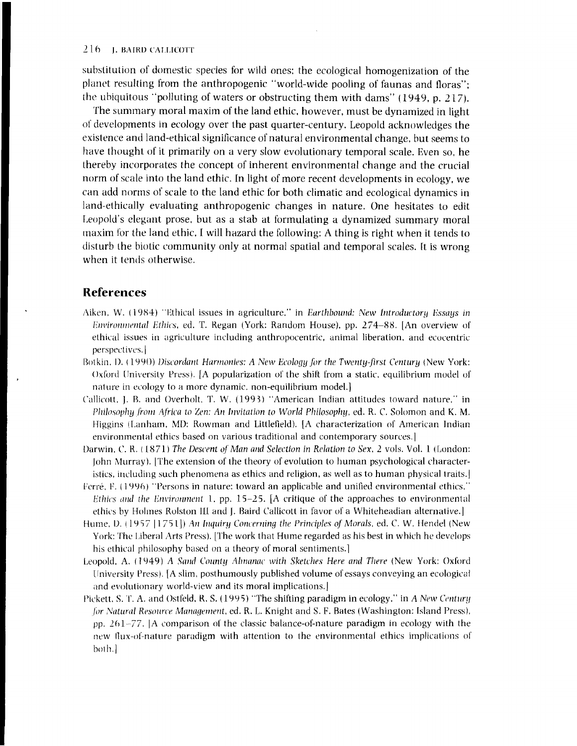substitution of domestic species for wild ones; the ecological homogenization of the planet resulting from the anthropogenic "world-wide pooling of faunas and floras"; the ubiquitous "polluting of waters or obstructing them with dams" (1949, p. 217).

The summary moral maxim of the land ethic, however, must be dynamized in light of developments in ecology over the past quarter-century. Leopold acknowledges the existence and land-ethical significance of natural environmental change, but seems to have thought of it primarily on a very slow evolutionary temporal scale. Even so, he thereby incorporates the concept of inherent environmental change and the crucial norm of scale into the land ethic. In light of more recent developments in ecology, we can add norms of scale to the land ethic for both climatic and ecological dynamics in land-ethically evaluating anthropogenic changes in nature. One hesitates to edit Leopold's elegant prose, but as a stab at formulating a dynamized summary moral maxim for the land ethic, I will hazard the following: A thing is right when it tends to disturb the biotic community only at normal spatial and temporal scales. It is wrong when it tends otherwise.

## References

Aiken, W. (1984) "Ethical issues in agriculture," in *Earthbound: New Introductory Essays in Environmental Ethics*, ed. T. Regan (York: Random House), pp. 274–88. [An overview of ethical issues in agriculture including anthropocentric, animal liberation, and ecocentric perspectives.]

Botkin, D. (1990) *Discordant Harmonies: A New Ecology for the Twenty-first Century* (New York: Oxford University Press). [A popularization of the shift from a static, equilibrium model of nature in ecology to a more dynamic, non-equilibrium model.]

Callicott, J. B. and Overholt, T. W. (1993) "American Indian attitudes toward nature," in *Philosophy from Africa to Zen: An Invitation to World Philosophy*, ed. R. C. Solomon and K. M. Higgins (Lanham, MD: Rowman and Littlefield). [A characterization of American Indian environmental ethics based on various traditional and contemporary sources.]

Darwin, C. R. (1871) *The Descent of Man and Selection in Relation to Sex*, 2 vols. Vol. 1 (London: John Murray). [The extension of the theory of evolution to human psychological characteristics, including such phenomena as ethics and religion, as well as to human physical traits.]

Ferré, F. (1996) "Persons in nature: toward an applicable and unified environmental ethics," *Ethics and the Environment* 1, pp. 15–25. [A critique of the approaches to environmental ethics by Holmes Rolston III and J. Baird Callicott in favor of a Whiteheadian alternative.]

Hume, D. (1957 [1751]) *An Inquiry Concerning the Principles of Morals*, ed. C. W. Hendel (New York: The Liberal Arts Press). [The work that Hume regarded as his best in which he develops his ethical philosophy based on a theory of moral sentiments.]

Leopold, A. (1949) *A Sand County Almanac with Sketches Here and There* (New York: Oxford University Press). [A slim, posthumously published volume of essays conveying an ecological and evolutionary world-view and its moral implications.]

Pickett, S. T. A. and Ostfeld, R. S. (1995) "The shifting paradigm in ecology," in *A New Century for Natural Resource Management*, ed. R. L. Knight and S. F. Bates (Washington: Island Press), pp. 261–77. [A comparison of the classic balance-of-nature paradigm in ecology with the new flux-of-nature paradigm with attention to the environmental ethics implications of both.]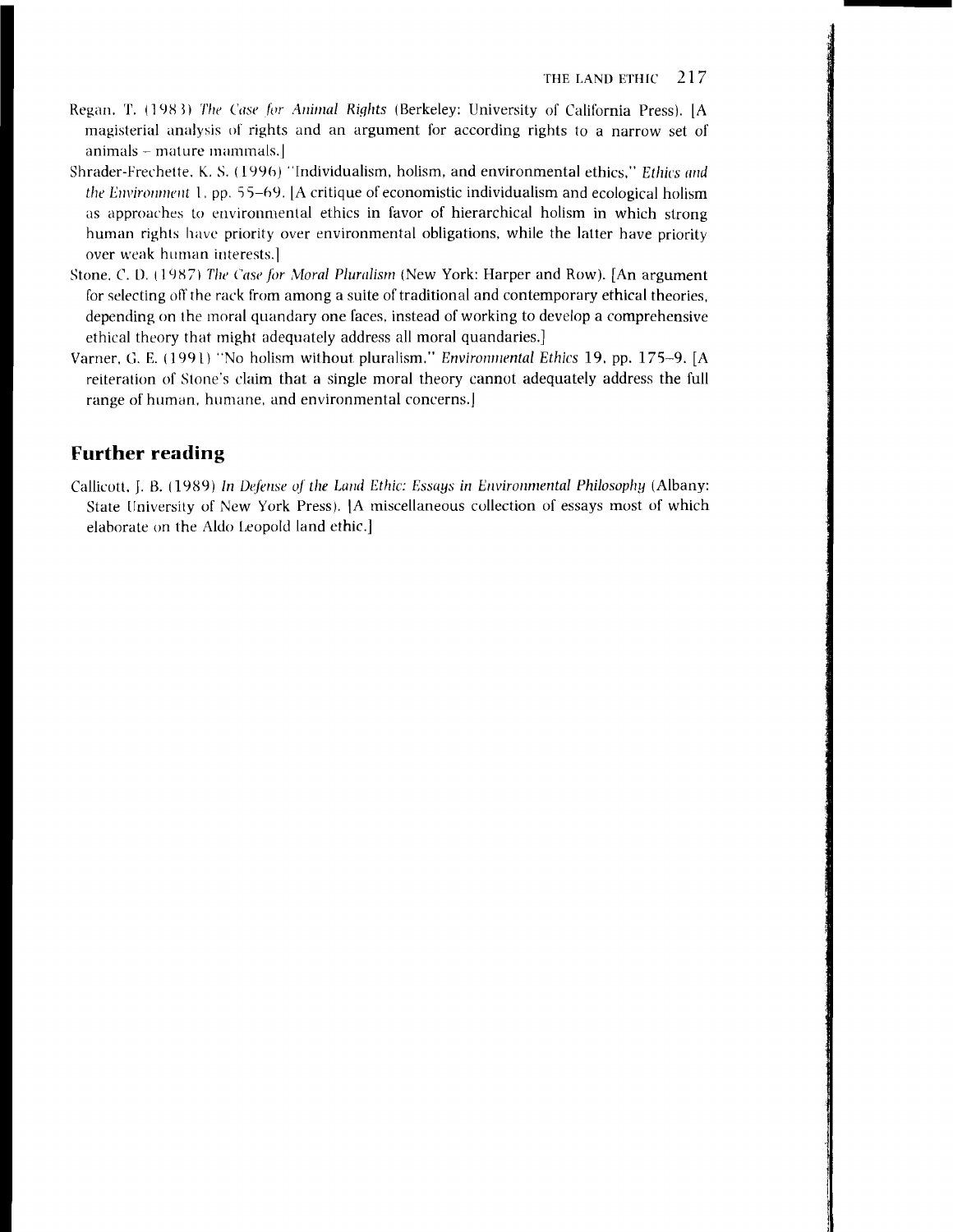Regan, T. (1983) *The Case for Animal Rights* (Berkeley: University of California Press). [A magisterial analysis of rights and an argument for according rights to a narrow set of animals – mature mammals.]

Shrader-Frechette, K. S. (1996) "Individualism, holism, and environmental ethics," *Ethics and the Environment* 1, pp. 55–69. [A critique of economistic individualism and ecological holism as approaches to environmental ethics in favor of hierarchical holism in which strong human rights have priority over environmental obligations, while the latter have priority over weak human interests.]

Stone, C. D. (1987) *The Case for Moral Pluralism* (New York: Harper and Row). [An argument for selecting off the rack from among a suite of traditional and contemporary ethical theories, depending on the moral quandary one faces, instead of working to develop a comprehensive ethical theory that might adequately address all moral quandaries.]

Varner, G. E. (1991) "No holism without pluralism," *Environmental Ethics* 19, pp. 175–9. [A reiteration of Stone's claim that a single moral theory cannot adequately address the full range of human, humane, and environmental concerns.]

## Further reading

Callicott, J. B. (1989) *In Defense of the Land Ethic: Essays in Environmental Philosophy* (Albany: State University of New York Press). [A miscellaneous collection of essays most of which elaborate on the Aldo Leopold land ethic.]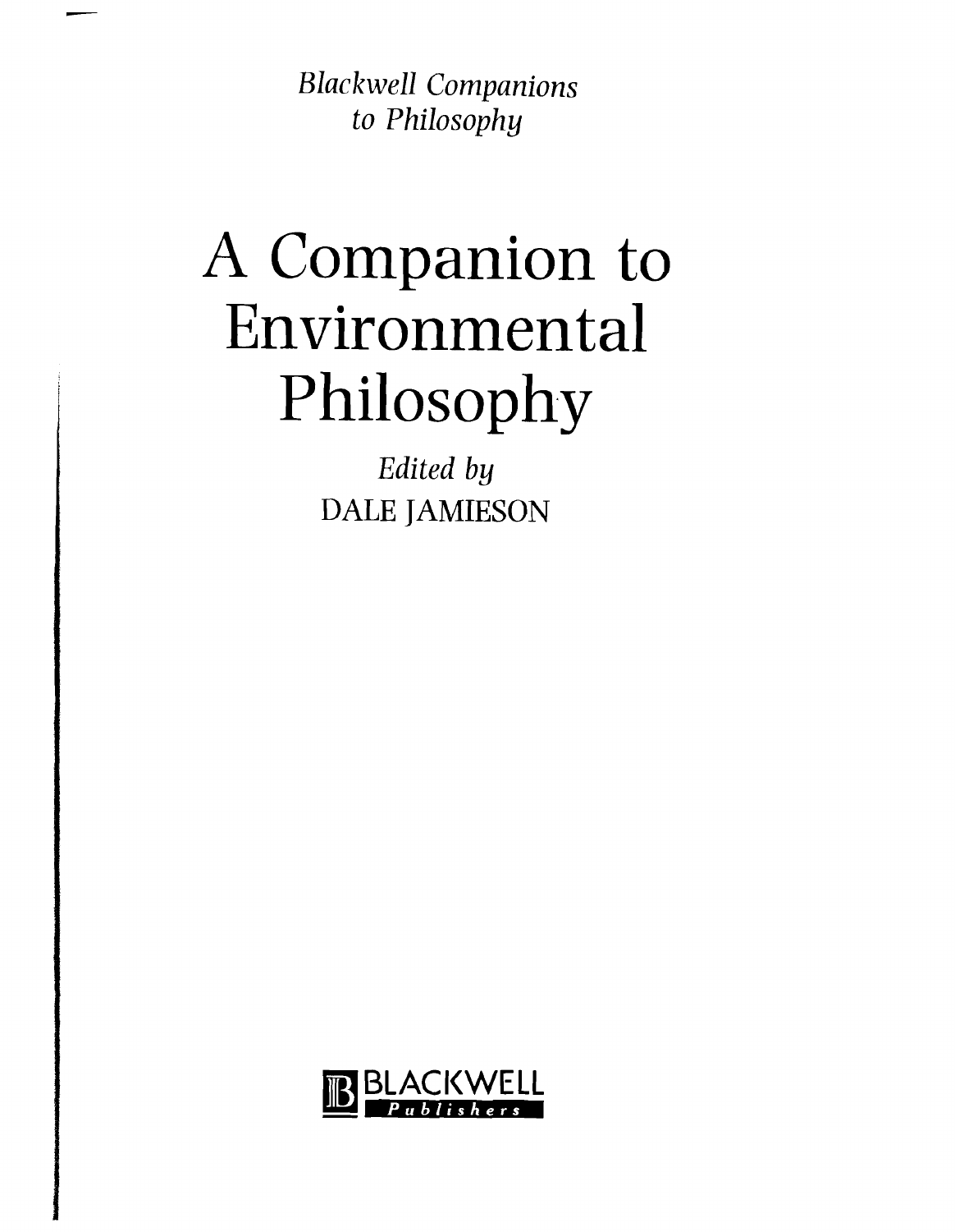*Blackwell Companions to Philosophy*

# A Companion to Environmental Philosophy

*Edited by*
DALE JAMIESON

BLACKWELL
*Publishers*